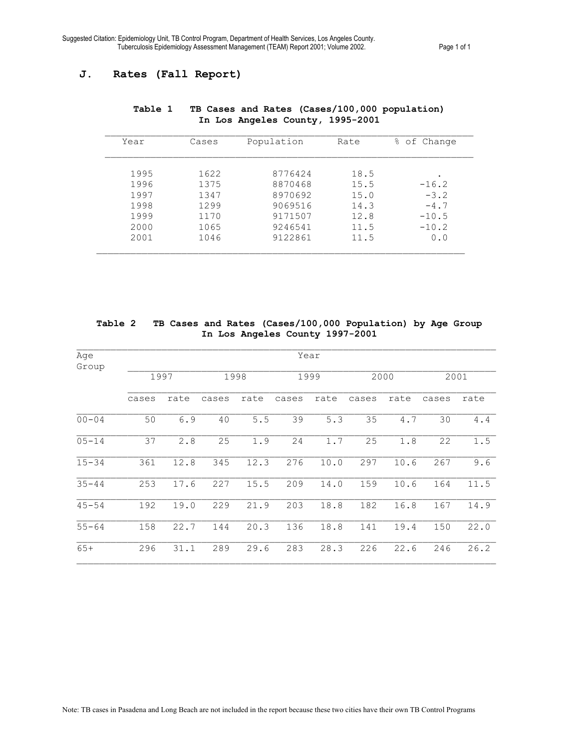Suggested Citation: Epidemiology Unit, TB Control Program, Department of Health Services, Los Angeles County. Tuberculosis Epidemiology Assessment Management (TEAM) Report 2001; Volume 2002.

## J. Rates (Fall Report)

**Table 1 TB Cases and Rates (Cases/100,000 population) In Los Angeles County, 1995-2001**

| Year | Cases | Population | Rate | % of Change |
|---|---|---|---|---|
| 1995 | 1622 | 8776424 | 18.5 | . |
| 1996 | 1375 | 8870468 | 15.5 | -16.2 |
| 1997 | 1347 | 8970692 | 15.0 | -3.2 |
| 1998 | 1299 | 9069516 | 14.3 | -4.7 |
| 1999 | 1170 | 9171507 | 12.8 | -10.5 |
| 2000 | 1065 | 9246541 | 11.5 | -10.2 |
| 2001 | 1046 | 9122861 | 11.5 | 0.0 |

**Table 2 TB Cases and Rates (Cases/100,000 Population) by Age Group In Los Angeles County 1997-2001**

| Age Group | Year | | | | | | | | | |
|---|---|---|---|---|---|---|---|---|---|---|
| | 1997 | | 1998 | | 1999 | | 2000 | | 2001 | |
| | cases | rate | cases | rate | cases | rate | cases | rate | cases | rate |
| 00-04 | 50 | 6.9 | 40 | 5.5 | 39 | 5.3 | 35 | 4.7 | 30 | 4.4 |
| 05-14 | 37 | 2.8 | 25 | 1.9 | 24 | 1.7 | 25 | 1.8 | 22 | 1.5 |
| 15-34 | 361 | 12.8 | 345 | 12.3 | 276 | 10.0 | 297 | 10.6 | 267 | 9.6 |
| 35-44 | 253 | 17.6 | 227 | 15.5 | 209 | 14.0 | 159 | 10.6 | 164 | 11.5 |
| 45-54 | 192 | 19.0 | 229 | 21.9 | 203 | 18.8 | 182 | 16.8 | 167 | 14.9 |
| 55-64 | 158 | 22.7 | 144 | 20.3 | 136 | 18.8 | 141 | 19.4 | 150 | 22.0 |
| 65+ | 296 | 31.1 | 289 | 29.6 | 283 | 28.3 | 226 | 22.6 | 246 | 26.2 |

Note: TB cases in Pasadena and Long Beach are not included in the report because these two cities have their own TB Control Programs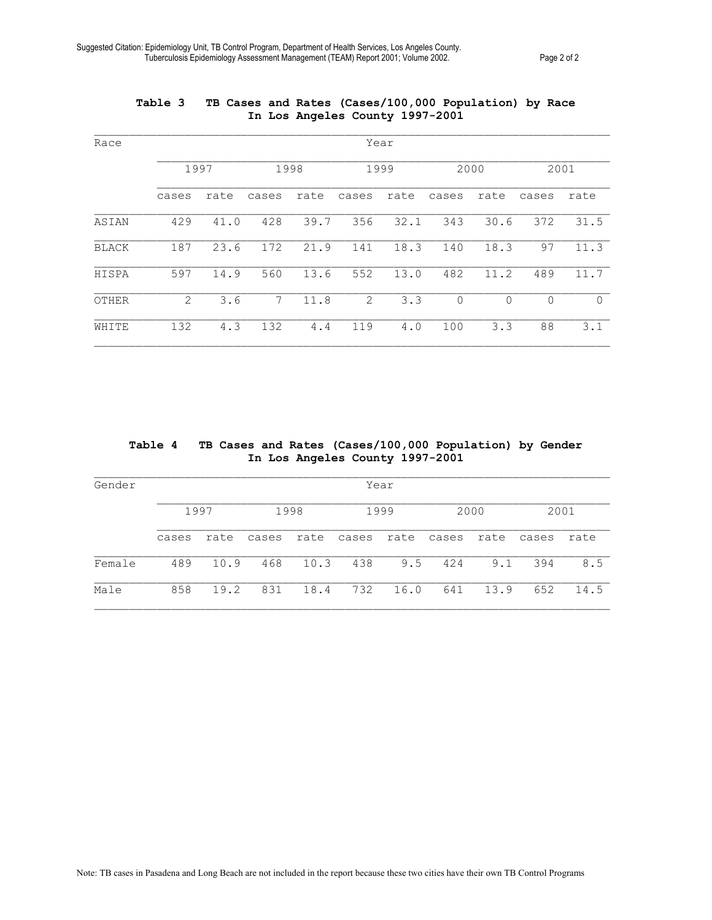**Table 3 TB Cases and Rates (Cases/100,000 Population) by Race In Los Angeles County 1997-2001**

| Race | Year | | | | | | | | | |
|---|---|---|---|---|---|---|---|---|---|---|
| | 1997 | | 1998 | | 1999 | | 2000 | | 2001 | |
| | cases | rate | cases | rate | cases | rate | cases | rate | cases | rate |
| ASIAN | 429 | 41.0 | 428 | 39.7 | 356 | 32.1 | 343 | 30.6 | 372 | 31.5 |
| BLACK | 187 | 23.6 | 172 | 21.9 | 141 | 18.3 | 140 | 18.3 | 97 | 11.3 |
| HISPA | 597 | 14.9 | 560 | 13.6 | 552 | 13.0 | 482 | 11.2 | 489 | 11.7 |
| OTHER | 2 | 3.6 | 7 | 11.8 | 2 | 3.3 | 0 | 0 | 0 | 0 |
| WHITE | 132 | 4.3 | 132 | 4.4 | 119 | 4.0 | 100 | 3.3 | 88 | 3.1 |

**Table 4 TB Cases and Rates (Cases/100,000 Population) by Gender In Los Angeles County 1997-2001**

| Gender | Year | | | | | | | | | |
|---|---|---|---|---|---|---|---|---|---|---|
| | 1997 | | 1998 | | 1999 | | 2000 | | 2001 | |
| | cases | rate | cases | rate | cases | rate | cases | rate | cases | rate |
| Female | 489 | 10.9 | 468 | 10.3 | 438 | 9.5 | 424 | 9.1 | 394 | 8.5 |
| Male | 858 | 19.2 | 831 | 18.4 | 732 | 16.0 | 641 | 13.9 | 652 | 14.5 |

Note: TB cases in Pasadena and Long Beach are not included in the report because these two cities have their own TB Control Programs